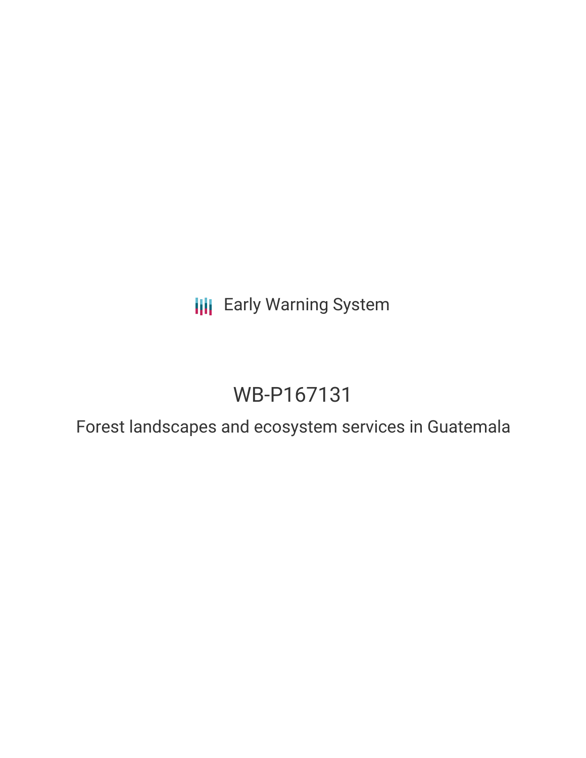Early Warning System

# WB-P167131

## Forest landscapes and ecosystem services in Guatemala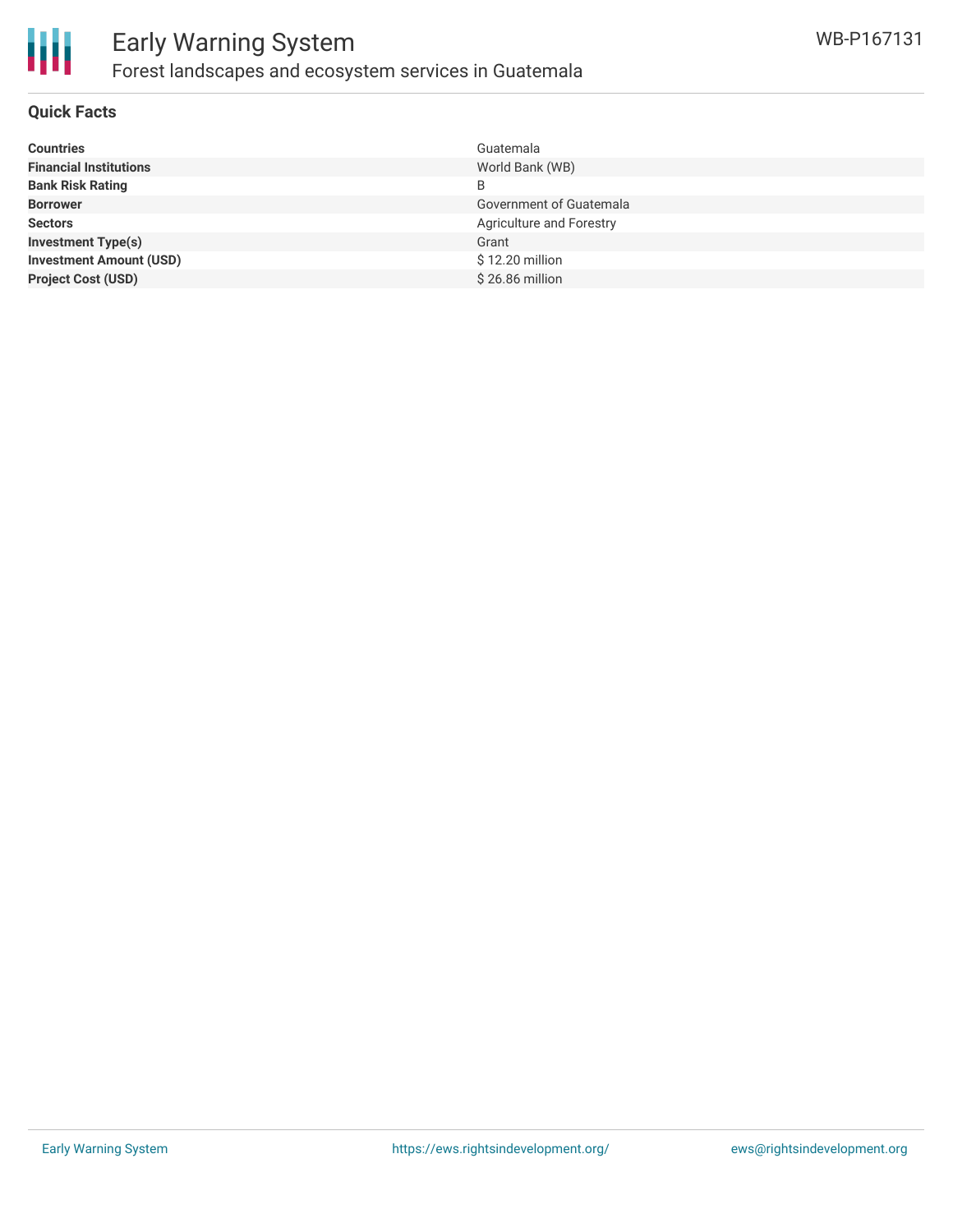# Early Warning System

## Forest landscapes and ecosystem services in Guatemala

WB-P167131

### Quick Facts

| | |
|---|---|
| **Countries** | Guatemala |
| **Financial Institutions** | World Bank (WB) |
| **Bank Risk Rating** | B |
| **Borrower** | Government of Guatemala |
| **Sectors** | Agriculture and Forestry |
| **Investment Type(s)** | Grant |
| **Investment Amount (USD)** | $ 12.20 million |
| **Project Cost (USD)** | $ 26.86 million |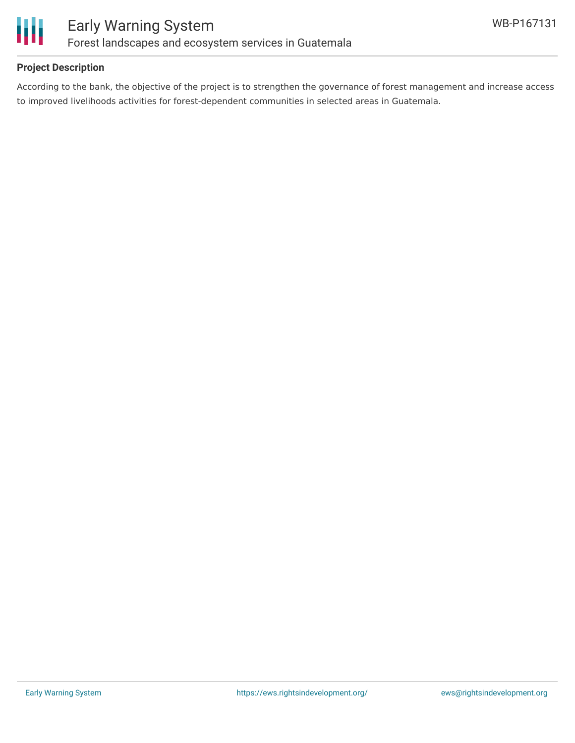## Project Description

According to the bank, the objective of the project is to strengthen the governance of forest management and increase access to improved livelihoods activities for forest-dependent communities in selected areas in Guatemala.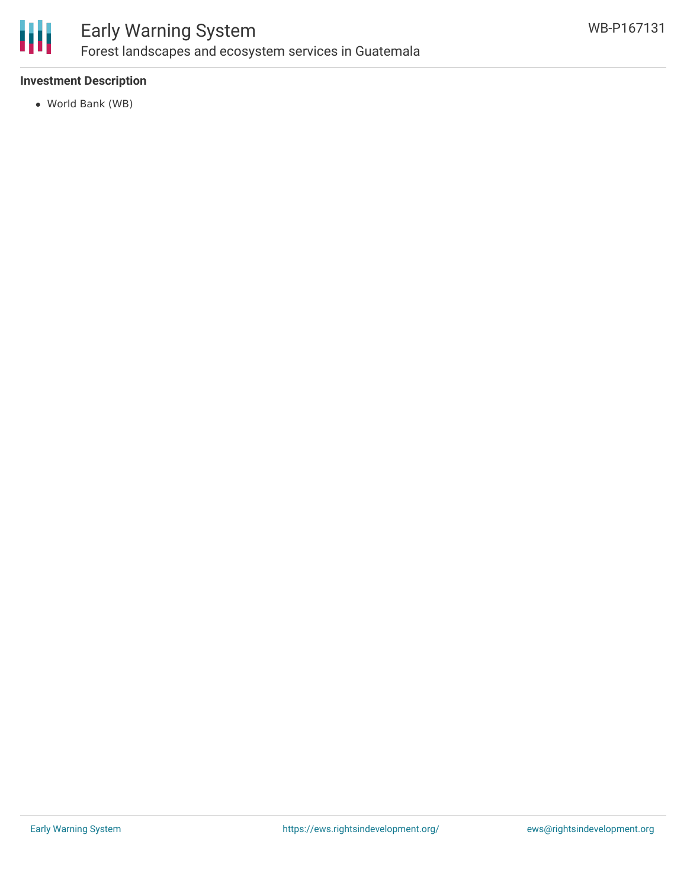**Investment Description**

- World Bank (WB)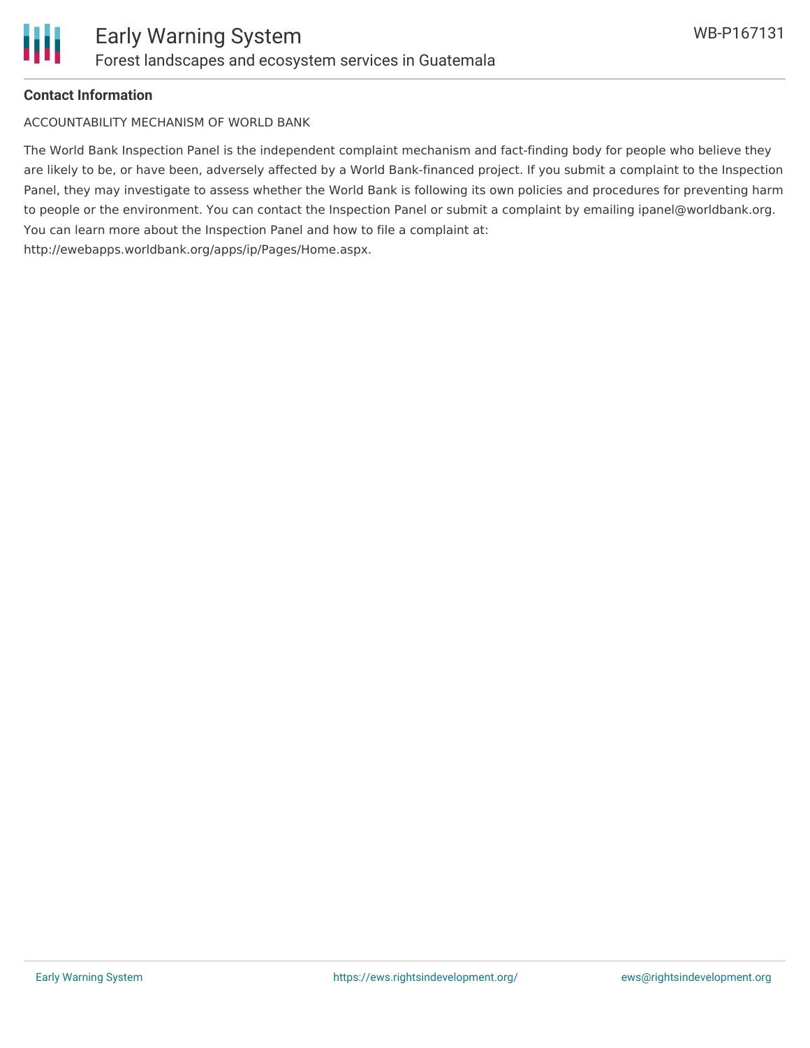**Contact Information**

ACCOUNTABILITY MECHANISM OF WORLD BANK

The World Bank Inspection Panel is the independent complaint mechanism and fact-finding body for people who believe they are likely to be, or have been, adversely affected by a World Bank-financed project. If you submit a complaint to the Inspection Panel, they may investigate to assess whether the World Bank is following its own policies and procedures for preventing harm to people or the environment. You can contact the Inspection Panel or submit a complaint by emailing ipanel@worldbank.org. You can learn more about the Inspection Panel and how to file a complaint at: http://ewebapps.worldbank.org/apps/ip/Pages/Home.aspx.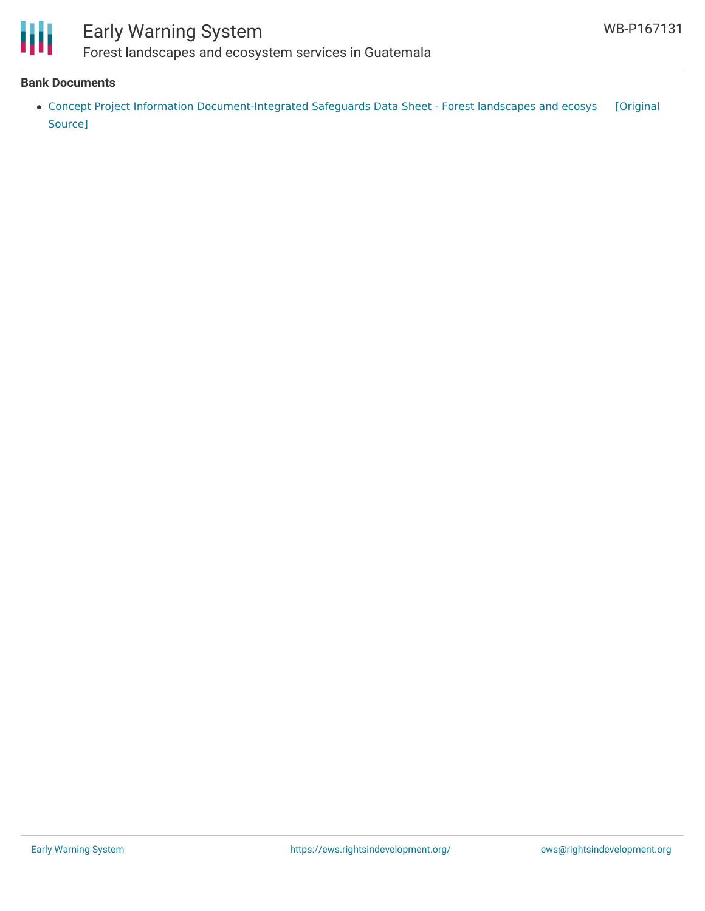## Bank Documents

- Concept Project Information Document-Integrated Safeguards Data Sheet - Forest landscapes and ecosys [Original Source]